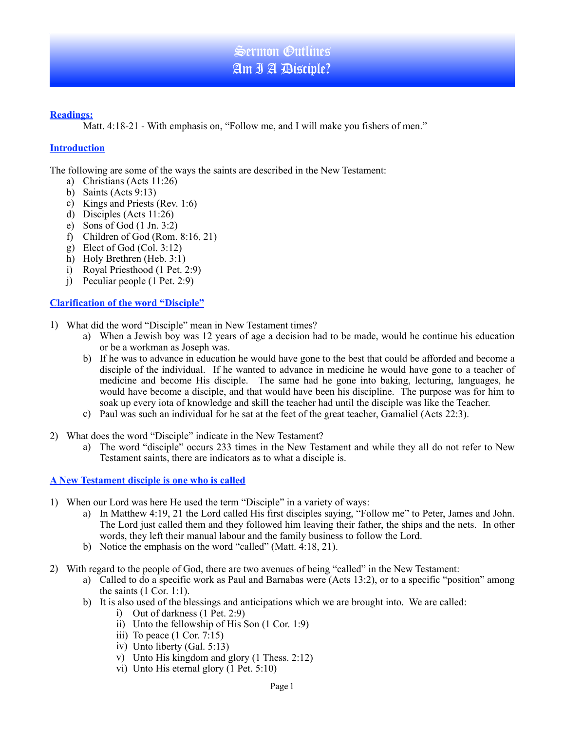# Sermon Outlines
# Am I A Disciple?

**Readings:**

Matt. 4:18-21 - With emphasis on, "Follow me, and I will make you fishers of men."

## Introduction

The following are some of the ways the saints are described in the New Testament:

a) Christians (Acts 11:26)
b) Saints (Acts 9:13)
c) Kings and Priests (Rev. 1:6)
d) Disciples (Acts 11:26)
e) Sons of God (1 Jn. 3:2)
f) Children of God (Rom. 8:16, 21)
g) Elect of God (Col. 3:12)
h) Holy Brethren (Heb. 3:1)
i) Royal Priesthood (1 Pet. 2:9)
j) Peculiar people (1 Pet. 2:9)

## Clarification of the word "Disciple"

1) What did the word "Disciple" mean in New Testament times?
   a) When a Jewish boy was 12 years of age a decision had to be made, would he continue his education or be a workman as Joseph was.
   b) If he was to advance in education he would have gone to the best that could be afforded and become a disciple of the individual. If he wanted to advance in medicine he would have gone to a teacher of medicine and become His disciple. The same had he gone into baking, lecturing, languages, he would have become a disciple, and that would have been his discipline. The purpose was for him to soak up every iota of knowledge and skill the teacher had until the disciple was like the Teacher.
   c) Paul was such an individual for he sat at the feet of the great teacher, Gamaliel (Acts 22:3).

2) What does the word "Disciple" indicate in the New Testament?
   a) The word "disciple" occurs 233 times in the New Testament and while they all do not refer to New Testament saints, there are indicators as to what a disciple is.

## A New Testament disciple is one who is called

1) When our Lord was here He used the term "Disciple" in a variety of ways:
   a) In Matthew 4:19, 21 the Lord called His first disciples saying, "Follow me" to Peter, James and John. The Lord just called them and they followed him leaving their father, the ships and the nets. In other words, they left their manual labour and the family business to follow the Lord.
   b) Notice the emphasis on the word "called" (Matt. 4:18, 21).

2) With regard to the people of God, there are two avenues of being "called" in the New Testament:
   a) Called to do a specific work as Paul and Barnabas were (Acts 13:2), or to a specific "position" among the saints (1 Cor. 1:1).
   b) It is also used of the blessings and anticipations which we are brought into. We are called:
      i) Out of darkness (1 Pet. 2:9)
      ii) Unto the fellowship of His Son (1 Cor. 1:9)
      iii) To peace (1 Cor. 7:15)
      iv) Unto liberty (Gal. 5:13)
      v) Unto His kingdom and glory (1 Thess. 2:12)
      vi) Unto His eternal glory (1 Pet. 5:10)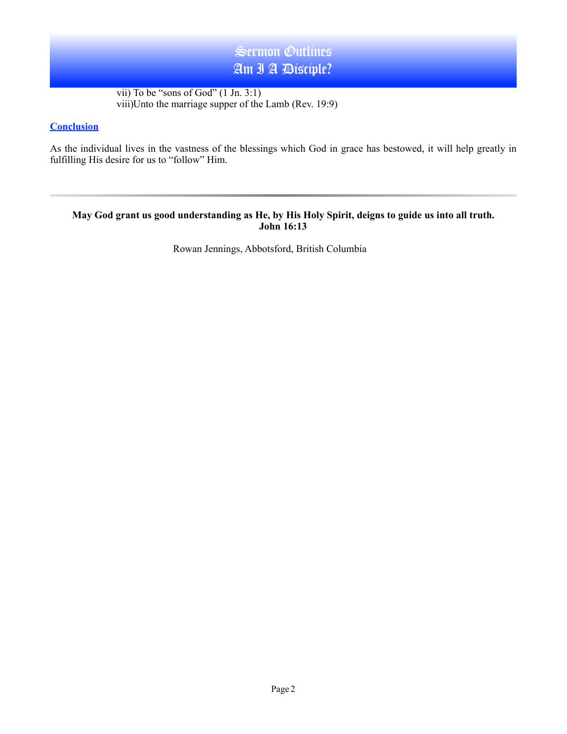vii) To be “sons of God” (1 Jn. 3:1)
viii)Unto the marriage supper of the Lamb (Rev. 19:9)

## Conclusion

As the individual lives in the vastness of the blessings which God in grace has bestowed, it will help greatly in fulfilling His desire for us to “follow” Him.

---

**May God grant us good understanding as He, by His Holy Spirit, deigns to guide us into all truth. John 16:13**

Rowan Jennings, Abbotsford, British Columbia